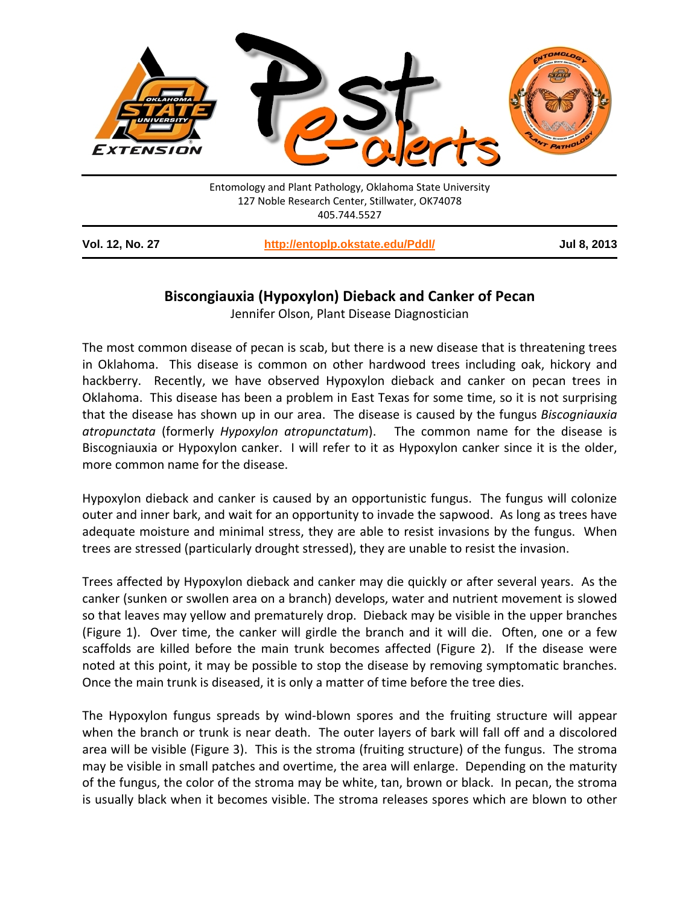Entomology and Plant Pathology, Oklahoma State University
127 Noble Research Center, Stillwater, OK74078
405.744.5527

**Vol. 12, No. 27** | **http://entoplp.okstate.edu/Pddl/** | **Jul 8, 2013**

## Biscongiauxia (Hypoxylon) Dieback and Canker of Pecan

Jennifer Olson, Plant Disease Diagnostician

The most common disease of pecan is scab, but there is a new disease that is threatening trees in Oklahoma. This disease is common on other hardwood trees including oak, hickory and hackberry. Recently, we have observed Hypoxylon dieback and canker on pecan trees in Oklahoma. This disease has been a problem in East Texas for some time, so it is not surprising that the disease has shown up in our area. The disease is caused by the fungus *Biscogniauxia atropunctata* (formerly *Hypoxylon atropunctatum*). The common name for the disease is Biscogniauxia or Hypoxylon canker. I will refer to it as Hypoxylon canker since it is the older, more common name for the disease.

Hypoxylon dieback and canker is caused by an opportunistic fungus. The fungus will colonize outer and inner bark, and wait for an opportunity to invade the sapwood. As long as trees have adequate moisture and minimal stress, they are able to resist invasions by the fungus. When trees are stressed (particularly drought stressed), they are unable to resist the invasion.

Trees affected by Hypoxylon dieback and canker may die quickly or after several years. As the canker (sunken or swollen area on a branch) develops, water and nutrient movement is slowed so that leaves may yellow and prematurely drop. Dieback may be visible in the upper branches (Figure 1). Over time, the canker will girdle the branch and it will die. Often, one or a few scaffolds are killed before the main trunk becomes affected (Figure 2). If the disease were noted at this point, it may be possible to stop the disease by removing symptomatic branches. Once the main trunk is diseased, it is only a matter of time before the tree dies.

The Hypoxylon fungus spreads by wind-blown spores and the fruiting structure will appear when the branch or trunk is near death. The outer layers of bark will fall off and a discolored area will be visible (Figure 3). This is the stroma (fruiting structure) of the fungus. The stroma may be visible in small patches and overtime, the area will enlarge. Depending on the maturity of the fungus, the color of the stroma may be white, tan, brown or black. In pecan, the stroma is usually black when it becomes visible. The stroma releases spores which are blown to other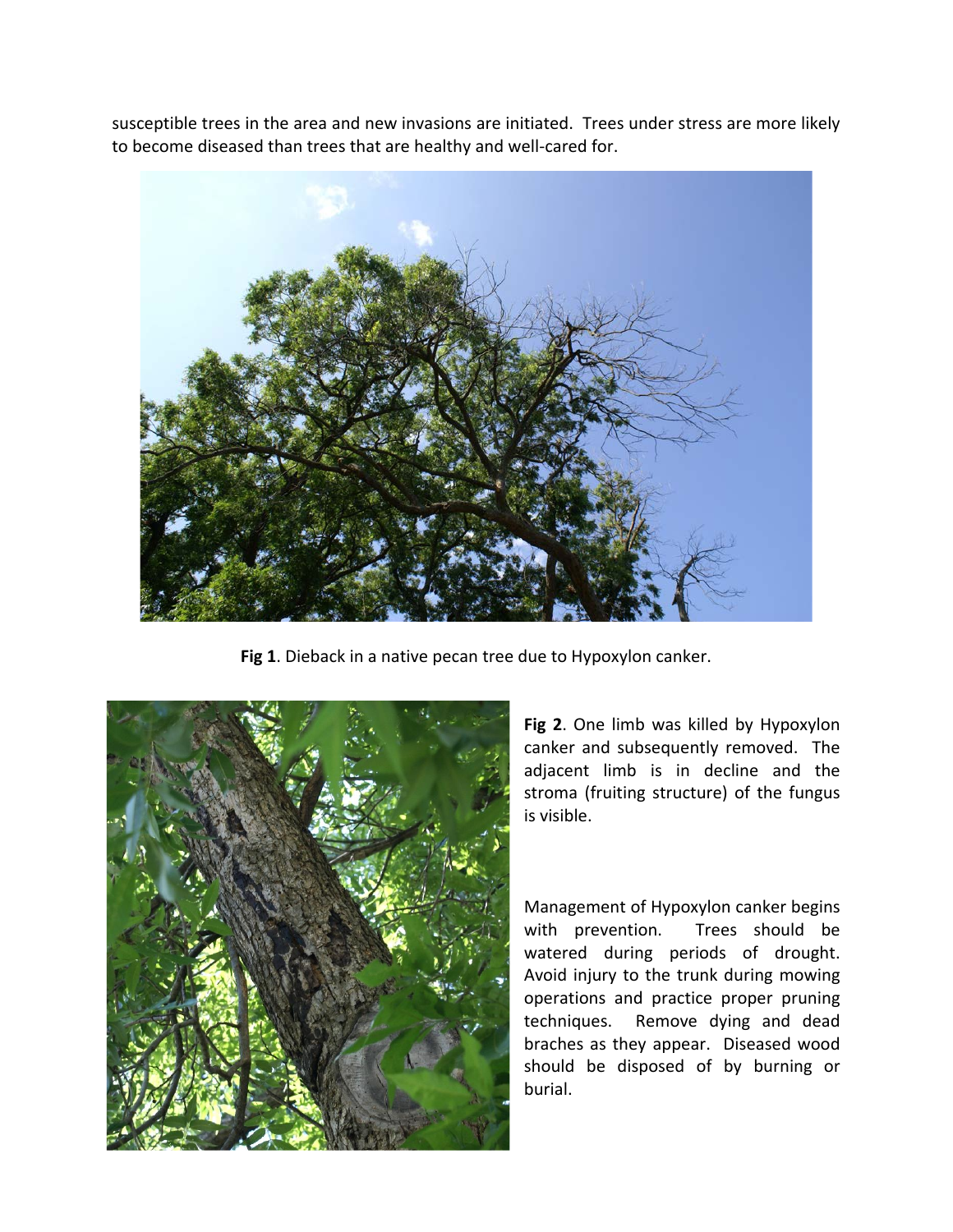susceptible trees in the area and new invasions are initiated. Trees under stress are more likely to become diseased than trees that are healthy and well-cared for.

**Fig 1**. Dieback in a native pecan tree due to Hypoxylon canker.

**Fig 2**. One limb was killed by Hypoxylon canker and subsequently removed. The adjacent limb is in decline and the stroma (fruiting structure) of the fungus is visible.

Management of Hypoxylon canker begins with prevention. Trees should be watered during periods of drought. Avoid injury to the trunk during mowing operations and practice proper pruning techniques. Remove dying and dead braches as they appear. Diseased wood should be disposed of by burning or burial.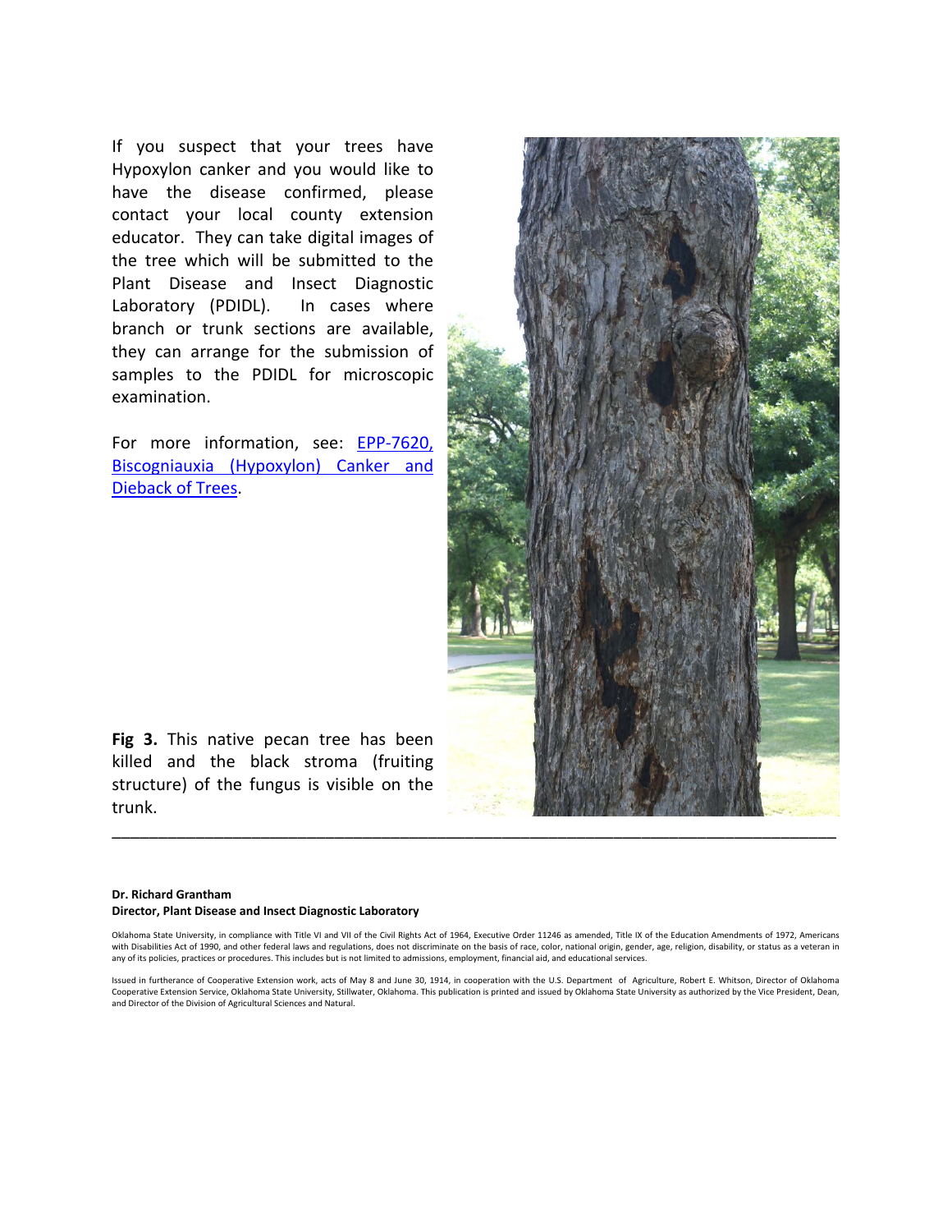If you suspect that your trees have Hypoxylon canker and you would like to have the disease confirmed, please contact your local county extension educator. They can take digital images of the tree which will be submitted to the Plant Disease and Insect Diagnostic Laboratory (PDIDL). In cases where branch or trunk sections are available, they can arrange for the submission of samples to the PDIDL for microscopic examination.

For more information, see: [EPP-7620, Biscogniauxia (Hypoxylon) Canker and Dieback of Trees]().

**Fig 3.** This native pecan tree has been killed and the black stroma (fruiting structure) of the fungus is visible on the trunk.

---

**Dr. Richard Grantham**
**Director, Plant Disease and Insect Diagnostic Laboratory**

Oklahoma State University, in compliance with Title VI and VII of the Civil Rights Act of 1964, Executive Order 11246 as amended, Title IX of the Education Amendments of 1972, Americans with Disabilities Act of 1990, and other federal laws and regulations, does not discriminate on the basis of race, color, national origin, gender, age, religion, disability, or status as a veteran in any of its policies, practices or procedures. This includes but is not limited to admissions, employment, financial aid, and educational services.

Issued in furtherance of Cooperative Extension work, acts of May 8 and June 30, 1914, in cooperation with the U.S. Department of Agriculture, Robert E. Whitson, Director of Oklahoma Cooperative Extension Service, Oklahoma State University, Stillwater, Oklahoma. This publication is printed and issued by Oklahoma State University as authorized by the Vice President, Dean, and Director of the Division of Agricultural Sciences and Natural.